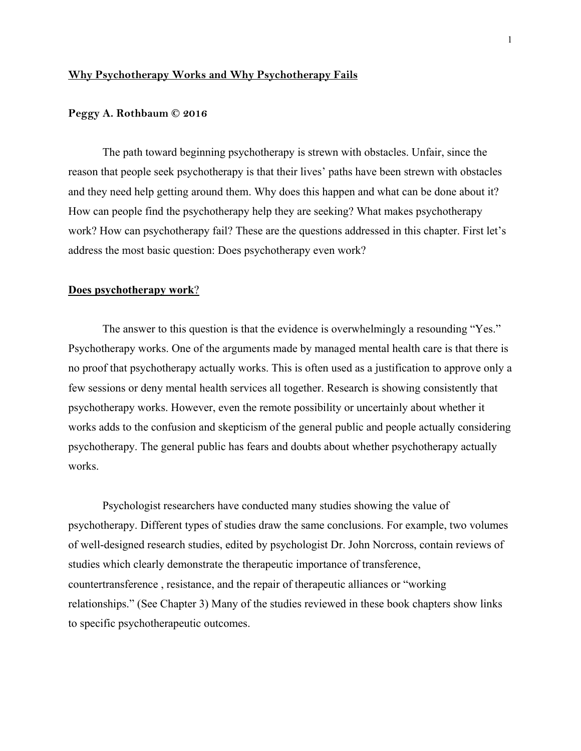# Why Psychotherapy Works and Why Psychotherapy Fails

**Peggy A. Rothbaum © 2016**

The path toward beginning psychotherapy is strewn with obstacles. Unfair, since the reason that people seek psychotherapy is that their lives' paths have been strewn with obstacles and they need help getting around them. Why does this happen and what can be done about it? How can people find the psychotherapy help they are seeking? What makes psychotherapy work? How can psychotherapy fail? These are the questions addressed in this chapter. First let's address the most basic question: Does psychotherapy even work?

## Does psychotherapy work?

The answer to this question is that the evidence is overwhelmingly a resounding "Yes." Psychotherapy works. One of the arguments made by managed mental health care is that there is no proof that psychotherapy actually works. This is often used as a justification to approve only a few sessions or deny mental health services all together. Research is showing consistently that psychotherapy works. However, even the remote possibility or uncertainly about whether it works adds to the confusion and skepticism of the general public and people actually considering psychotherapy. The general public has fears and doubts about whether psychotherapy actually works.

Psychologist researchers have conducted many studies showing the value of psychotherapy. Different types of studies draw the same conclusions. For example, two volumes of well-designed research studies, edited by psychologist Dr. John Norcross, contain reviews of studies which clearly demonstrate the therapeutic importance of transference, countertransference , resistance, and the repair of therapeutic alliances or "working relationships." (See Chapter 3) Many of the studies reviewed in these book chapters show links to specific psychotherapeutic outcomes.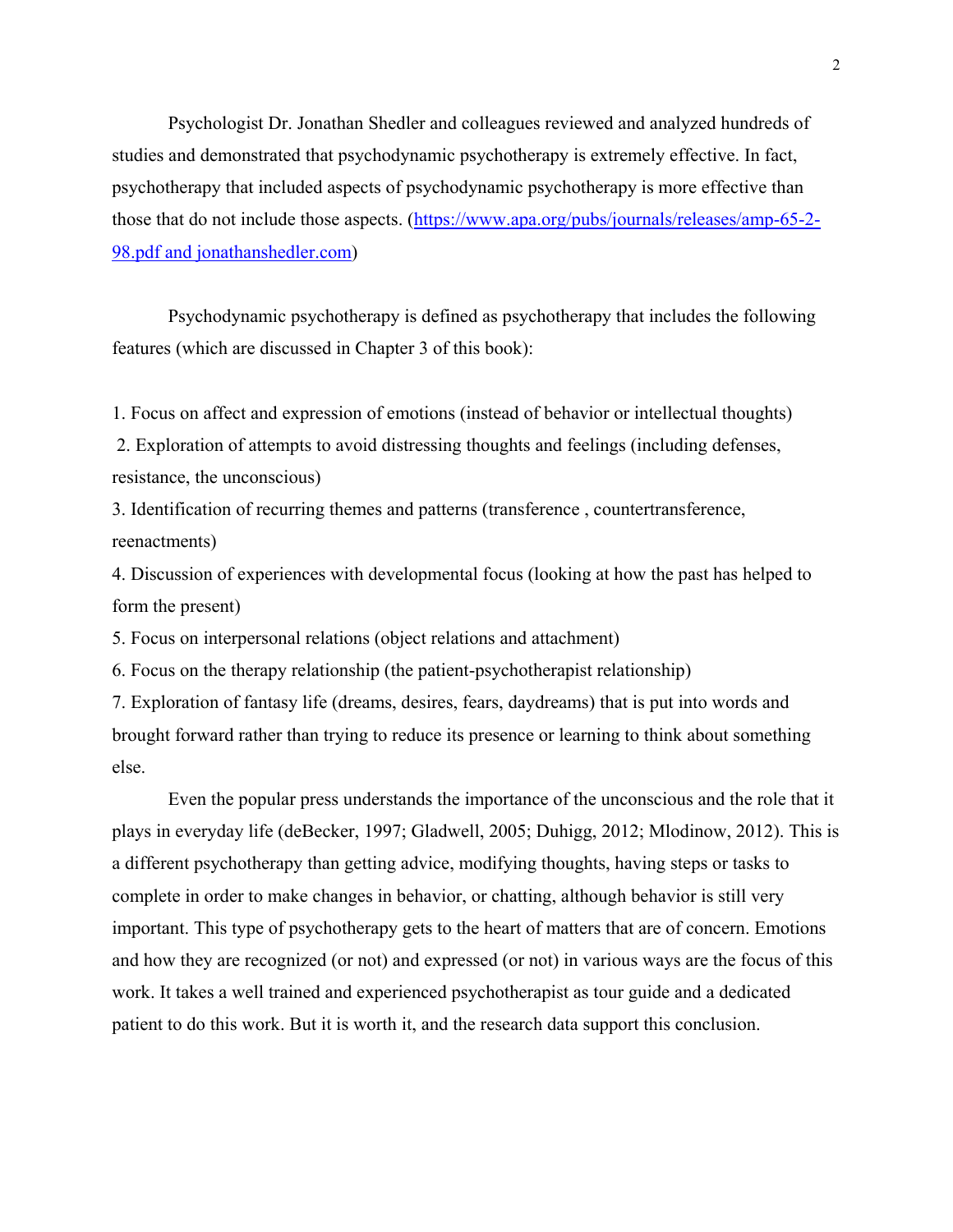Psychologist Dr. Jonathan Shedler and colleagues reviewed and analyzed hundreds of studies and demonstrated that psychodynamic psychotherapy is extremely effective. In fact, psychotherapy that included aspects of psychodynamic psychotherapy is more effective than those that do not include those aspects. (https://www.apa.org/pubs/journals/releases/amp-65-2-98.pdf and jonathanshedler.com)

Psychodynamic psychotherapy is defined as psychotherapy that includes the following features (which are discussed in Chapter 3 of this book):

1. Focus on affect and expression of emotions (instead of behavior or intellectual thoughts)
2. Exploration of attempts to avoid distressing thoughts and feelings (including defenses, resistance, the unconscious)
3. Identification of recurring themes and patterns (transference , countertransference, reenactments)
4. Discussion of experiences with developmental focus (looking at how the past has helped to form the present)
5. Focus on interpersonal relations (object relations and attachment)
6. Focus on the therapy relationship (the patient-psychotherapist relationship)
7. Exploration of fantasy life (dreams, desires, fears, daydreams) that is put into words and brought forward rather than trying to reduce its presence or learning to think about something else.

Even the popular press understands the importance of the unconscious and the role that it plays in everyday life (deBecker, 1997; Gladwell, 2005; Duhigg, 2012; Mlodinow, 2012). This is a different psychotherapy than getting advice, modifying thoughts, having steps or tasks to complete in order to make changes in behavior, or chatting, although behavior is still very important. This type of psychotherapy gets to the heart of matters that are of concern. Emotions and how they are recognized (or not) and expressed (or not) in various ways are the focus of this work. It takes a well trained and experienced psychotherapist as tour guide and a dedicated patient to do this work. But it is worth it, and the research data support this conclusion.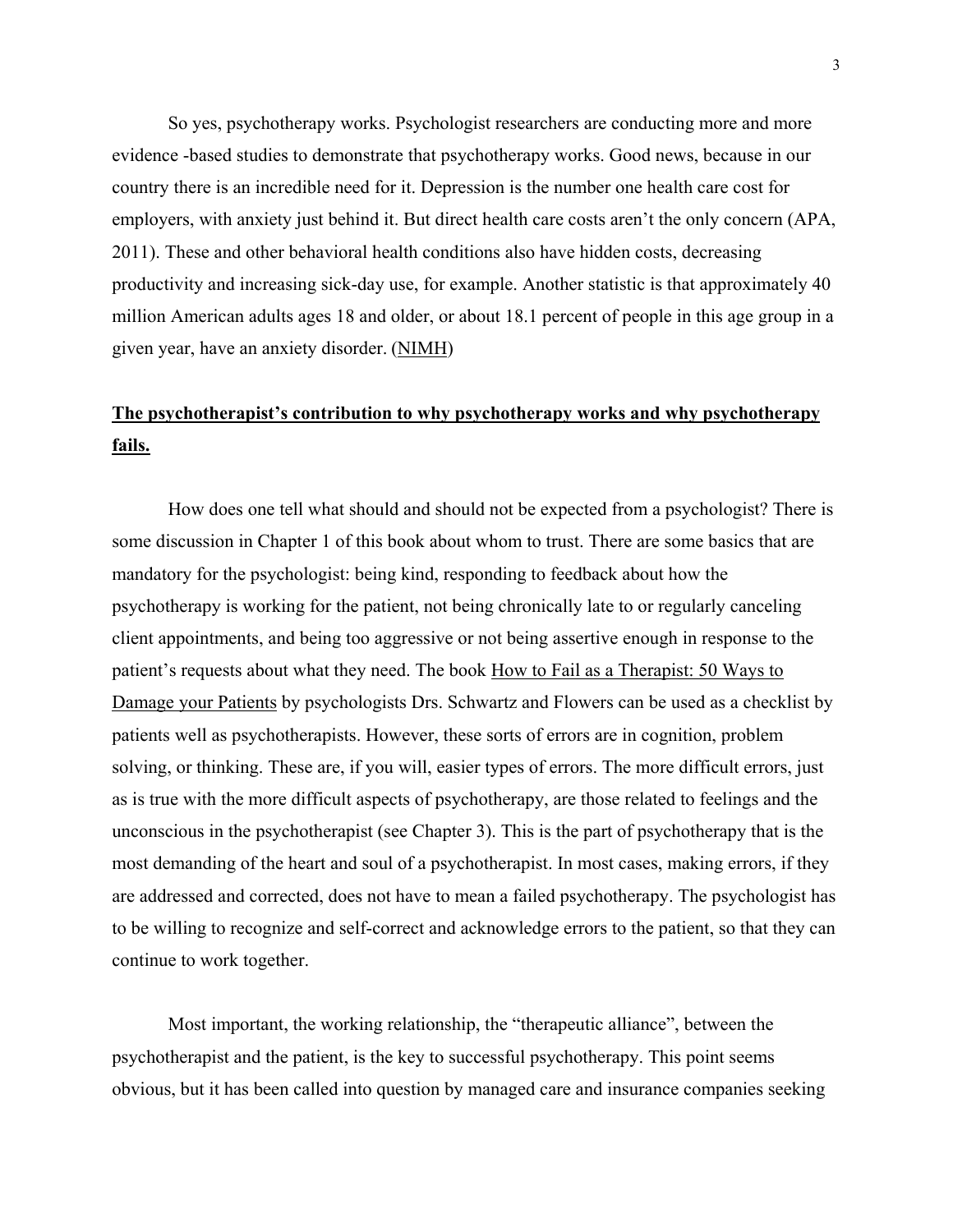So yes, psychotherapy works. Psychologist researchers are conducting more and more evidence -based studies to demonstrate that psychotherapy works. Good news, because in our country there is an incredible need for it. Depression is the number one health care cost for employers, with anxiety just behind it. But direct health care costs aren't the only concern (APA, 2011). These and other behavioral health conditions also have hidden costs, decreasing productivity and increasing sick-day use, for example. Another statistic is that approximately 40 million American adults ages 18 and older, or about 18.1 percent of people in this age group in a given year, have an anxiety disorder. (NIMH)

## **The psychotherapist's contribution to why psychotherapy works and why psychotherapy fails.**

How does one tell what should and should not be expected from a psychologist? There is some discussion in Chapter 1 of this book about whom to trust. There are some basics that are mandatory for the psychologist: being kind, responding to feedback about how the psychotherapy is working for the patient, not being chronically late to or regularly canceling client appointments, and being too aggressive or not being assertive enough in response to the patient's requests about what they need. The book How to Fail as a Therapist: 50 Ways to Damage your Patients by psychologists Drs. Schwartz and Flowers can be used as a checklist by patients well as psychotherapists. However, these sorts of errors are in cognition, problem solving, or thinking. These are, if you will, easier types of errors. The more difficult errors, just as is true with the more difficult aspects of psychotherapy, are those related to feelings and the unconscious in the psychotherapist (see Chapter 3). This is the part of psychotherapy that is the most demanding of the heart and soul of a psychotherapist. In most cases, making errors, if they are addressed and corrected, does not have to mean a failed psychotherapy. The psychologist has to be willing to recognize and self-correct and acknowledge errors to the patient, so that they can continue to work together.

Most important, the working relationship, the "therapeutic alliance", between the psychotherapist and the patient, is the key to successful psychotherapy. This point seems obvious, but it has been called into question by managed care and insurance companies seeking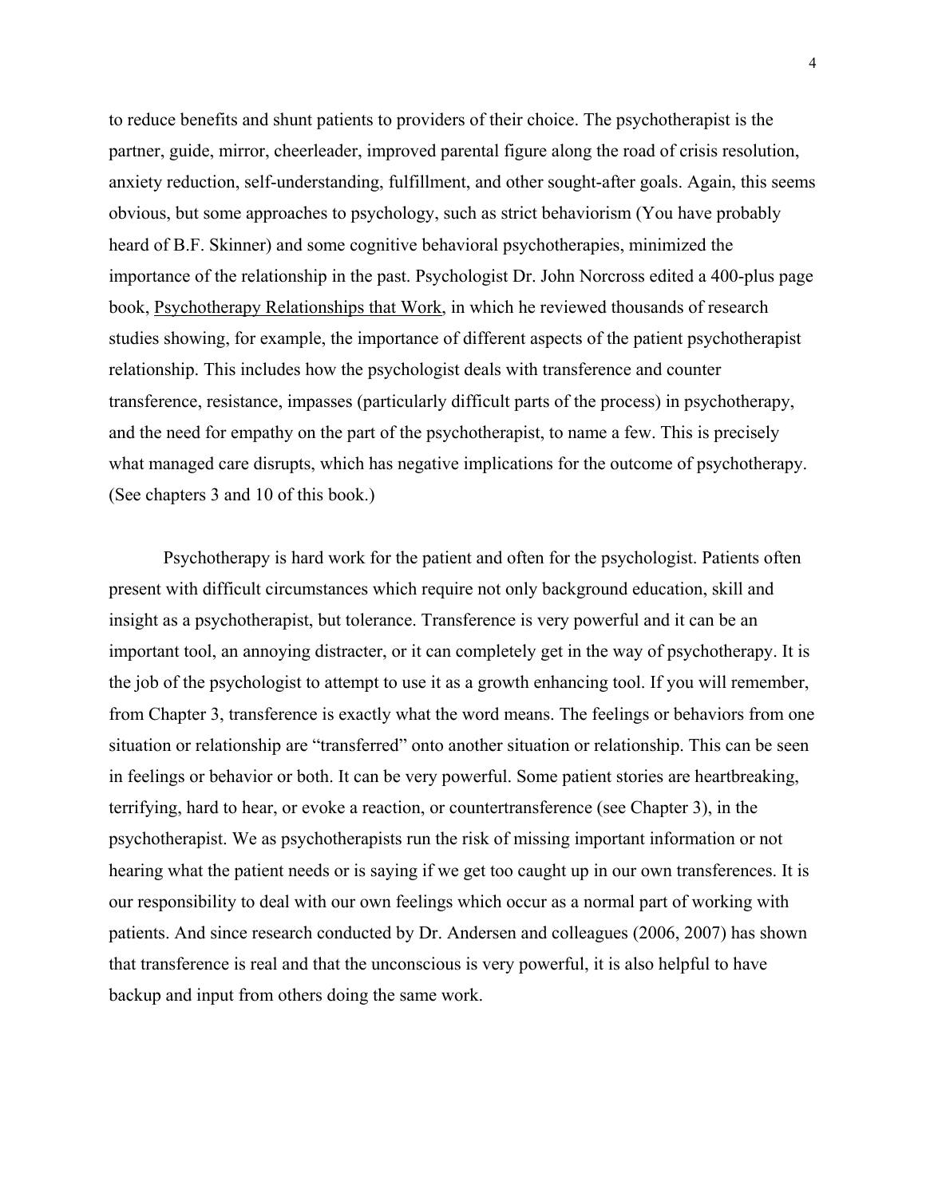to reduce benefits and shunt patients to providers of their choice. The psychotherapist is the partner, guide, mirror, cheerleader, improved parental figure along the road of crisis resolution, anxiety reduction, self-understanding, fulfillment, and other sought-after goals. Again, this seems obvious, but some approaches to psychology, such as strict behaviorism (You have probably heard of B.F. Skinner) and some cognitive behavioral psychotherapies, minimized the importance of the relationship in the past. Psychologist Dr. John Norcross edited a 400-plus page book, Psychotherapy Relationships that Work, in which he reviewed thousands of research studies showing, for example, the importance of different aspects of the patient psychotherapist relationship. This includes how the psychologist deals with transference and counter transference, resistance, impasses (particularly difficult parts of the process) in psychotherapy, and the need for empathy on the part of the psychotherapist, to name a few. This is precisely what managed care disrupts, which has negative implications for the outcome of psychotherapy. (See chapters 3 and 10 of this book.)

Psychotherapy is hard work for the patient and often for the psychologist. Patients often present with difficult circumstances which require not only background education, skill and insight as a psychotherapist, but tolerance. Transference is very powerful and it can be an important tool, an annoying distracter, or it can completely get in the way of psychotherapy. It is the job of the psychologist to attempt to use it as a growth enhancing tool. If you will remember, from Chapter 3, transference is exactly what the word means. The feelings or behaviors from one situation or relationship are "transferred" onto another situation or relationship. This can be seen in feelings or behavior or both. It can be very powerful. Some patient stories are heartbreaking, terrifying, hard to hear, or evoke a reaction, or countertransference (see Chapter 3), in the psychotherapist. We as psychotherapists run the risk of missing important information or not hearing what the patient needs or is saying if we get too caught up in our own transferences. It is our responsibility to deal with our own feelings which occur as a normal part of working with patients. And since research conducted by Dr. Andersen and colleagues (2006, 2007) has shown that transference is real and that the unconscious is very powerful, it is also helpful to have backup and input from others doing the same work.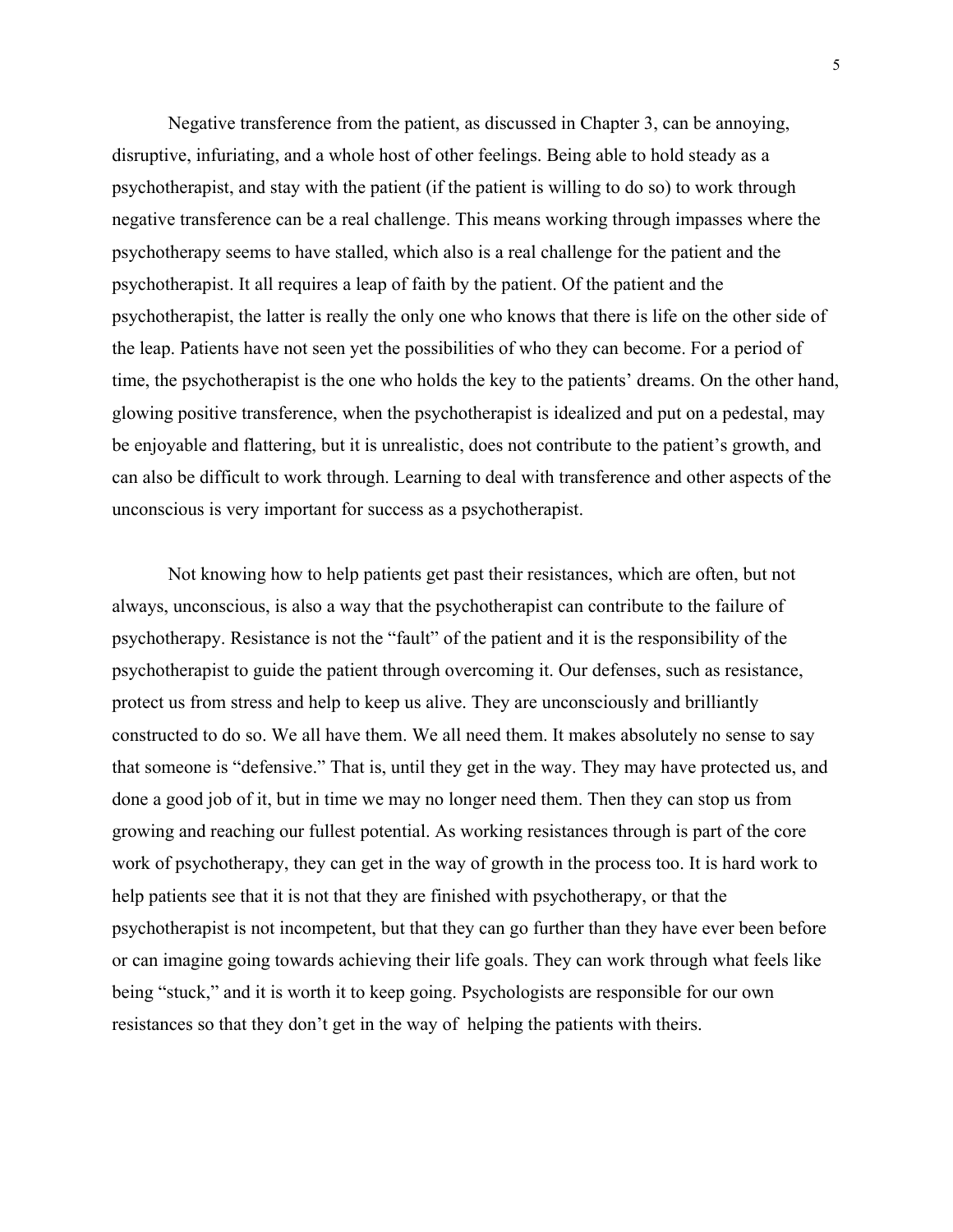Negative transference from the patient, as discussed in Chapter 3, can be annoying, disruptive, infuriating, and a whole host of other feelings. Being able to hold steady as a psychotherapist, and stay with the patient (if the patient is willing to do so) to work through negative transference can be a real challenge. This means working through impasses where the psychotherapy seems to have stalled, which also is a real challenge for the patient and the psychotherapist. It all requires a leap of faith by the patient. Of the patient and the psychotherapist, the latter is really the only one who knows that there is life on the other side of the leap. Patients have not seen yet the possibilities of who they can become. For a period of time, the psychotherapist is the one who holds the key to the patients' dreams. On the other hand, glowing positive transference, when the psychotherapist is idealized and put on a pedestal, may be enjoyable and flattering, but it is unrealistic, does not contribute to the patient's growth, and can also be difficult to work through. Learning to deal with transference and other aspects of the unconscious is very important for success as a psychotherapist.

Not knowing how to help patients get past their resistances, which are often, but not always, unconscious, is also a way that the psychotherapist can contribute to the failure of psychotherapy. Resistance is not the "fault" of the patient and it is the responsibility of the psychotherapist to guide the patient through overcoming it. Our defenses, such as resistance, protect us from stress and help to keep us alive. They are unconsciously and brilliantly constructed to do so. We all have them. We all need them. It makes absolutely no sense to say that someone is "defensive." That is, until they get in the way. They may have protected us, and done a good job of it, but in time we may no longer need them. Then they can stop us from growing and reaching our fullest potential. As working resistances through is part of the core work of psychotherapy, they can get in the way of growth in the process too. It is hard work to help patients see that it is not that they are finished with psychotherapy, or that the psychotherapist is not incompetent, but that they can go further than they have ever been before or can imagine going towards achieving their life goals. They can work through what feels like being "stuck," and it is worth it to keep going. Psychologists are responsible for our own resistances so that they don't get in the way of helping the patients with theirs.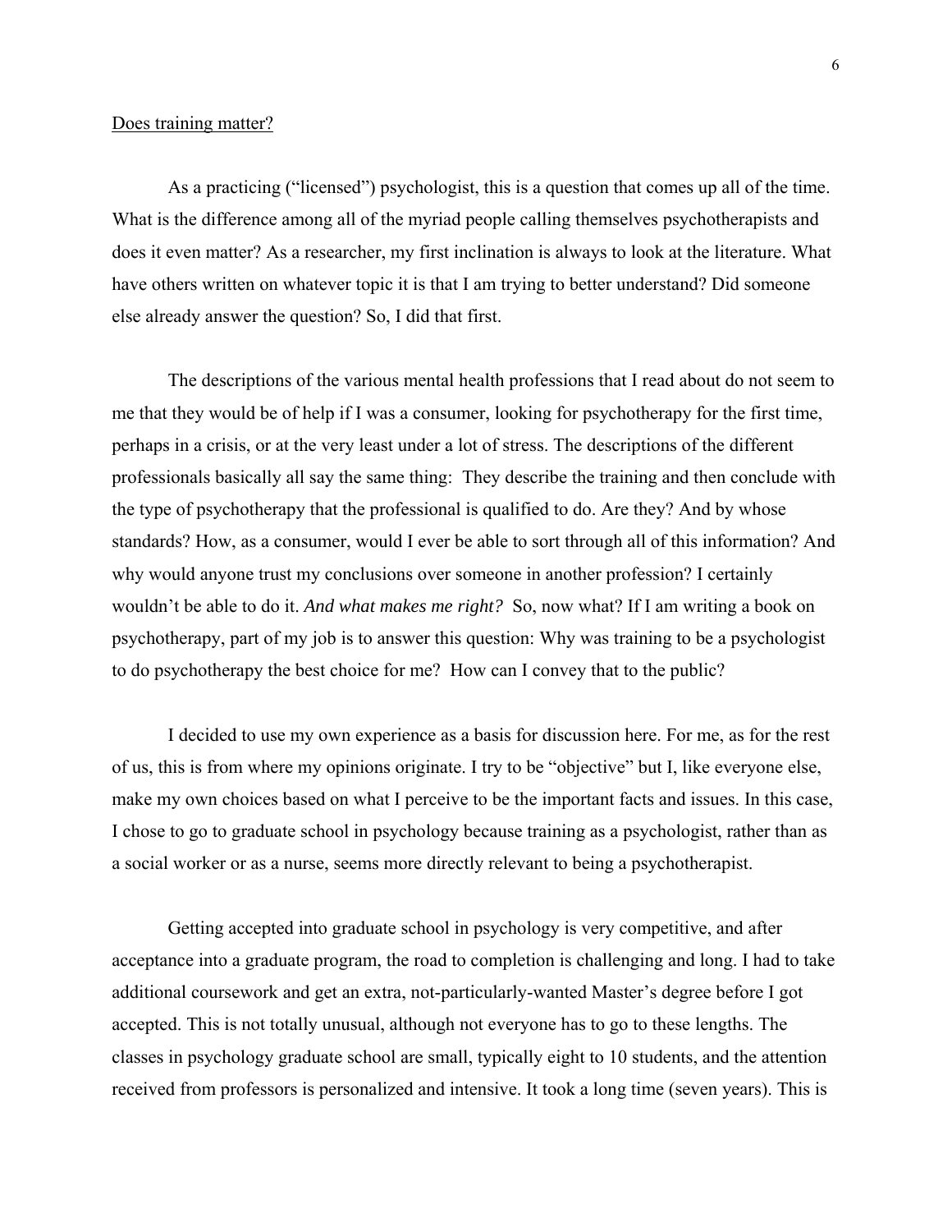Does training matter?

As a practicing ("licensed") psychologist, this is a question that comes up all of the time. What is the difference among all of the myriad people calling themselves psychotherapists and does it even matter? As a researcher, my first inclination is always to look at the literature. What have others written on whatever topic it is that I am trying to better understand? Did someone else already answer the question? So, I did that first.

The descriptions of the various mental health professions that I read about do not seem to me that they would be of help if I was a consumer, looking for psychotherapy for the first time, perhaps in a crisis, or at the very least under a lot of stress. The descriptions of the different professionals basically all say the same thing: They describe the training and then conclude with the type of psychotherapy that the professional is qualified to do. Are they? And by whose standards? How, as a consumer, would I ever be able to sort through all of this information? And why would anyone trust my conclusions over someone in another profession? I certainly wouldn't be able to do it. *And what makes me right?* So, now what? If I am writing a book on psychotherapy, part of my job is to answer this question: Why was training to be a psychologist to do psychotherapy the best choice for me? How can I convey that to the public?

I decided to use my own experience as a basis for discussion here. For me, as for the rest of us, this is from where my opinions originate. I try to be "objective" but I, like everyone else, make my own choices based on what I perceive to be the important facts and issues. In this case, I chose to go to graduate school in psychology because training as a psychologist, rather than as a social worker or as a nurse, seems more directly relevant to being a psychotherapist.

Getting accepted into graduate school in psychology is very competitive, and after acceptance into a graduate program, the road to completion is challenging and long. I had to take additional coursework and get an extra, not-particularly-wanted Master's degree before I got accepted. This is not totally unusual, although not everyone has to go to these lengths. The classes in psychology graduate school are small, typically eight to 10 students, and the attention received from professors is personalized and intensive. It took a long time (seven years). This is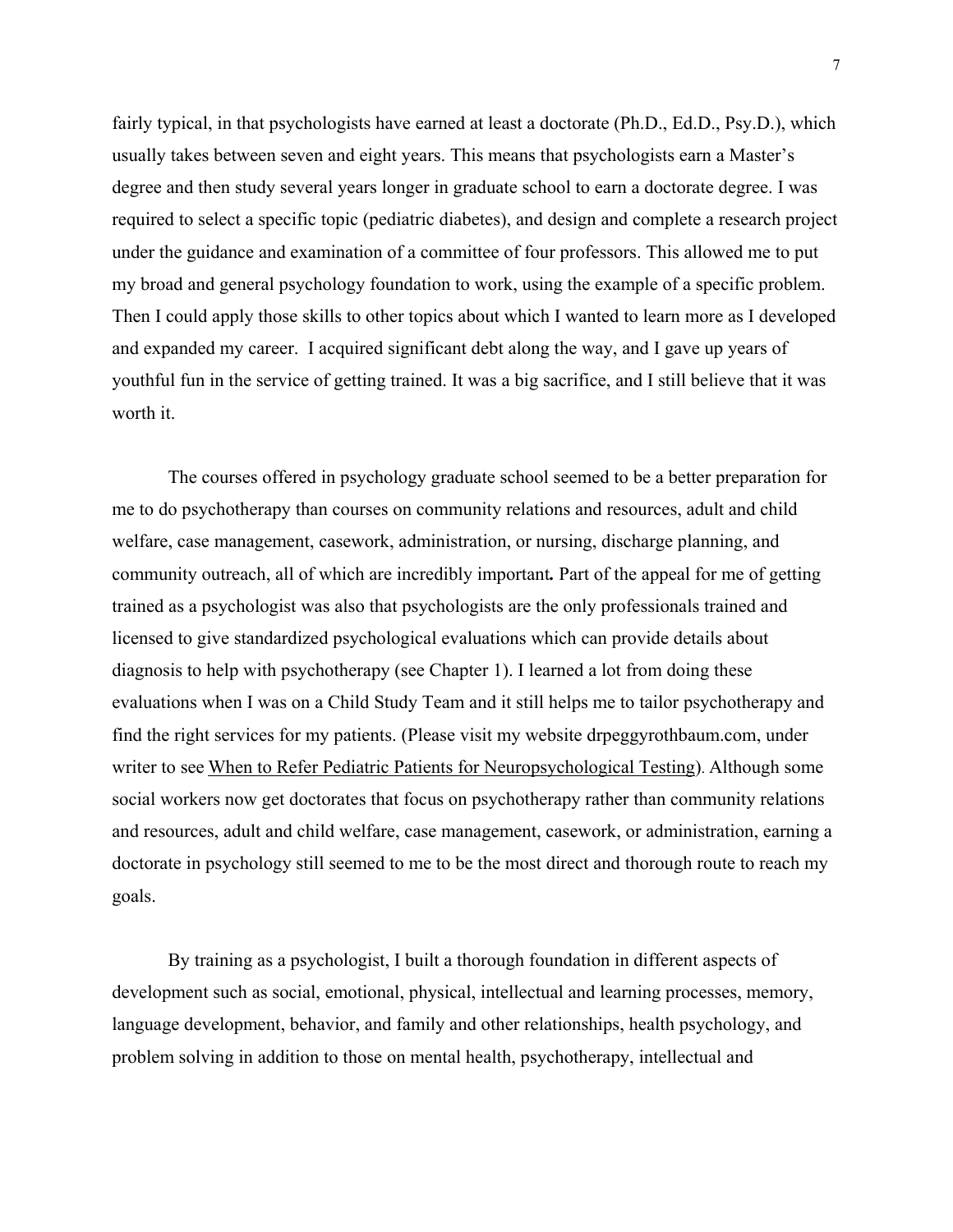fairly typical, in that psychologists have earned at least a doctorate (Ph.D., Ed.D., Psy.D.), which usually takes between seven and eight years. This means that psychologists earn a Master's degree and then study several years longer in graduate school to earn a doctorate degree. I was required to select a specific topic (pediatric diabetes), and design and complete a research project under the guidance and examination of a committee of four professors. This allowed me to put my broad and general psychology foundation to work, using the example of a specific problem. Then I could apply those skills to other topics about which I wanted to learn more as I developed and expanded my career. I acquired significant debt along the way, and I gave up years of youthful fun in the service of getting trained. It was a big sacrifice, and I still believe that it was worth it.

The courses offered in psychology graduate school seemed to be a better preparation for me to do psychotherapy than courses on community relations and resources, adult and child welfare, case management, casework, administration, or nursing, discharge planning, and community outreach, all of which are incredibly important**.** Part of the appeal for me of getting trained as a psychologist was also that psychologists are the only professionals trained and licensed to give standardized psychological evaluations which can provide details about diagnosis to help with psychotherapy (see Chapter 1). I learned a lot from doing these evaluations when I was on a Child Study Team and it still helps me to tailor psychotherapy and find the right services for my patients. (Please visit my website drpeggyrothbaum.com, under writer to see When to Refer Pediatric Patients for Neuropsychological Testing). Although some social workers now get doctorates that focus on psychotherapy rather than community relations and resources, adult and child welfare, case management, casework, or administration, earning a doctorate in psychology still seemed to me to be the most direct and thorough route to reach my goals.

By training as a psychologist, I built a thorough foundation in different aspects of development such as social, emotional, physical, intellectual and learning processes, memory, language development, behavior, and family and other relationships, health psychology, and problem solving in addition to those on mental health, psychotherapy, intellectual and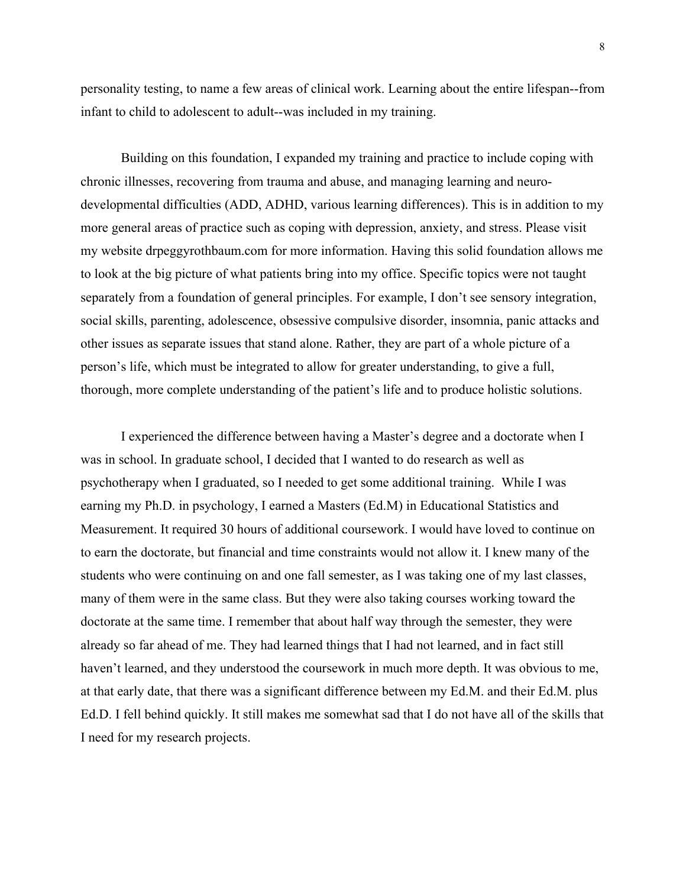personality testing, to name a few areas of clinical work. Learning about the entire lifespan--from infant to child to adolescent to adult--was included in my training.

Building on this foundation, I expanded my training and practice to include coping with chronic illnesses, recovering from trauma and abuse, and managing learning and neuro-developmental difficulties (ADD, ADHD, various learning differences). This is in addition to my more general areas of practice such as coping with depression, anxiety, and stress. Please visit my website drpeggyrothbaum.com for more information. Having this solid foundation allows me to look at the big picture of what patients bring into my office. Specific topics were not taught separately from a foundation of general principles. For example, I don't see sensory integration, social skills, parenting, adolescence, obsessive compulsive disorder, insomnia, panic attacks and other issues as separate issues that stand alone. Rather, they are part of a whole picture of a person's life, which must be integrated to allow for greater understanding, to give a full, thorough, more complete understanding of the patient's life and to produce holistic solutions.

I experienced the difference between having a Master's degree and a doctorate when I was in school. In graduate school, I decided that I wanted to do research as well as psychotherapy when I graduated, so I needed to get some additional training. While I was earning my Ph.D. in psychology, I earned a Masters (Ed.M) in Educational Statistics and Measurement. It required 30 hours of additional coursework. I would have loved to continue on to earn the doctorate, but financial and time constraints would not allow it. I knew many of the students who were continuing on and one fall semester, as I was taking one of my last classes, many of them were in the same class. But they were also taking courses working toward the doctorate at the same time. I remember that about half way through the semester, they were already so far ahead of me. They had learned things that I had not learned, and in fact still haven't learned, and they understood the coursework in much more depth. It was obvious to me, at that early date, that there was a significant difference between my Ed.M. and their Ed.M. plus Ed.D. I fell behind quickly. It still makes me somewhat sad that I do not have all of the skills that I need for my research projects.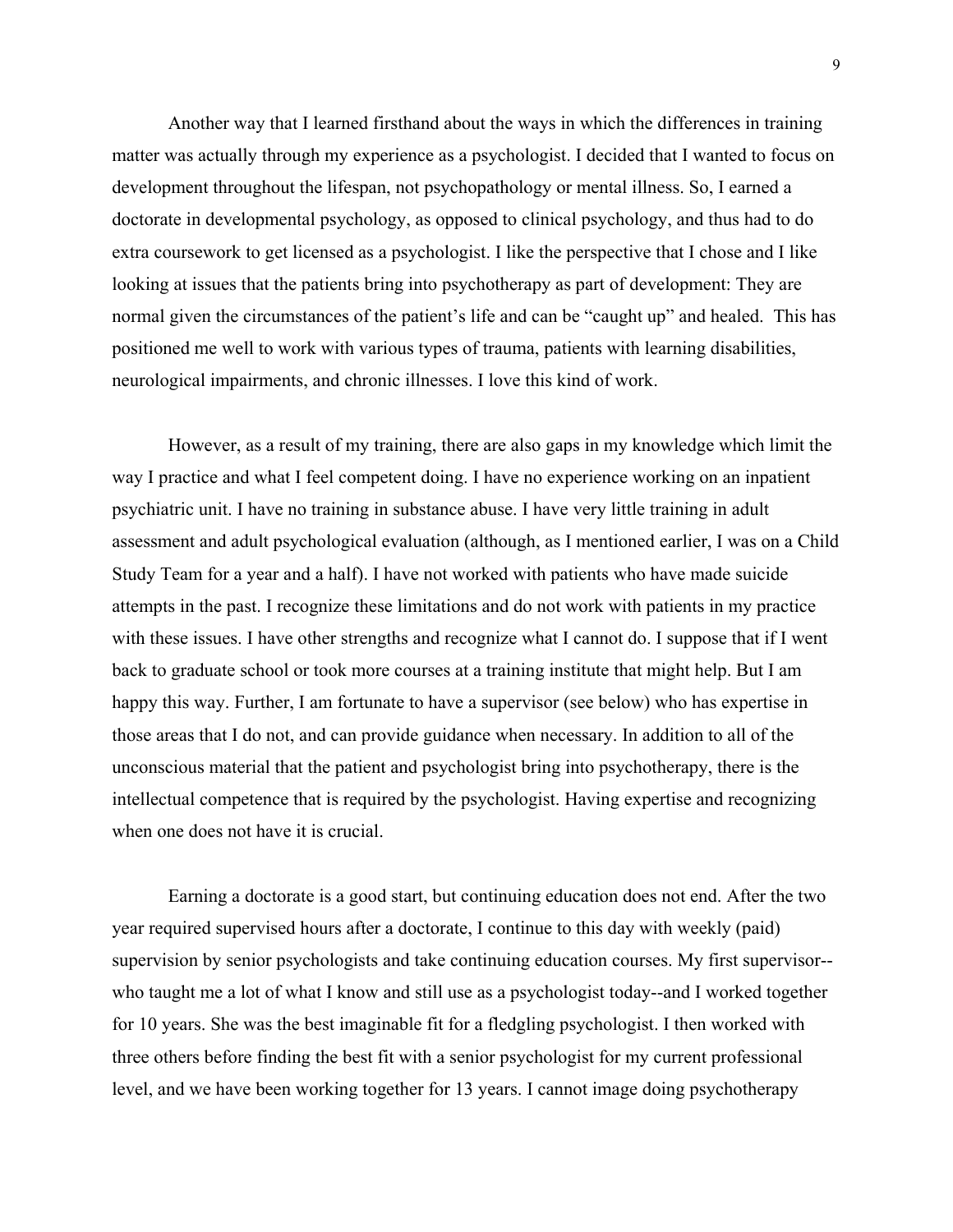Another way that I learned firsthand about the ways in which the differences in training matter was actually through my experience as a psychologist. I decided that I wanted to focus on development throughout the lifespan, not psychopathology or mental illness. So, I earned a doctorate in developmental psychology, as opposed to clinical psychology, and thus had to do extra coursework to get licensed as a psychologist. I like the perspective that I chose and I like looking at issues that the patients bring into psychotherapy as part of development: They are normal given the circumstances of the patient's life and can be "caught up" and healed. This has positioned me well to work with various types of trauma, patients with learning disabilities, neurological impairments, and chronic illnesses. I love this kind of work.

However, as a result of my training, there are also gaps in my knowledge which limit the way I practice and what I feel competent doing. I have no experience working on an inpatient psychiatric unit. I have no training in substance abuse. I have very little training in adult assessment and adult psychological evaluation (although, as I mentioned earlier, I was on a Child Study Team for a year and a half). I have not worked with patients who have made suicide attempts in the past. I recognize these limitations and do not work with patients in my practice with these issues. I have other strengths and recognize what I cannot do. I suppose that if I went back to graduate school or took more courses at a training institute that might help. But I am happy this way. Further, I am fortunate to have a supervisor (see below) who has expertise in those areas that I do not, and can provide guidance when necessary. In addition to all of the unconscious material that the patient and psychologist bring into psychotherapy, there is the intellectual competence that is required by the psychologist. Having expertise and recognizing when one does not have it is crucial.

Earning a doctorate is a good start, but continuing education does not end. After the two year required supervised hours after a doctorate, I continue to this day with weekly (paid) supervision by senior psychologists and take continuing education courses. My first supervisor--who taught me a lot of what I know and still use as a psychologist today--and I worked together for 10 years. She was the best imaginable fit for a fledgling psychologist. I then worked with three others before finding the best fit with a senior psychologist for my current professional level, and we have been working together for 13 years. I cannot image doing psychotherapy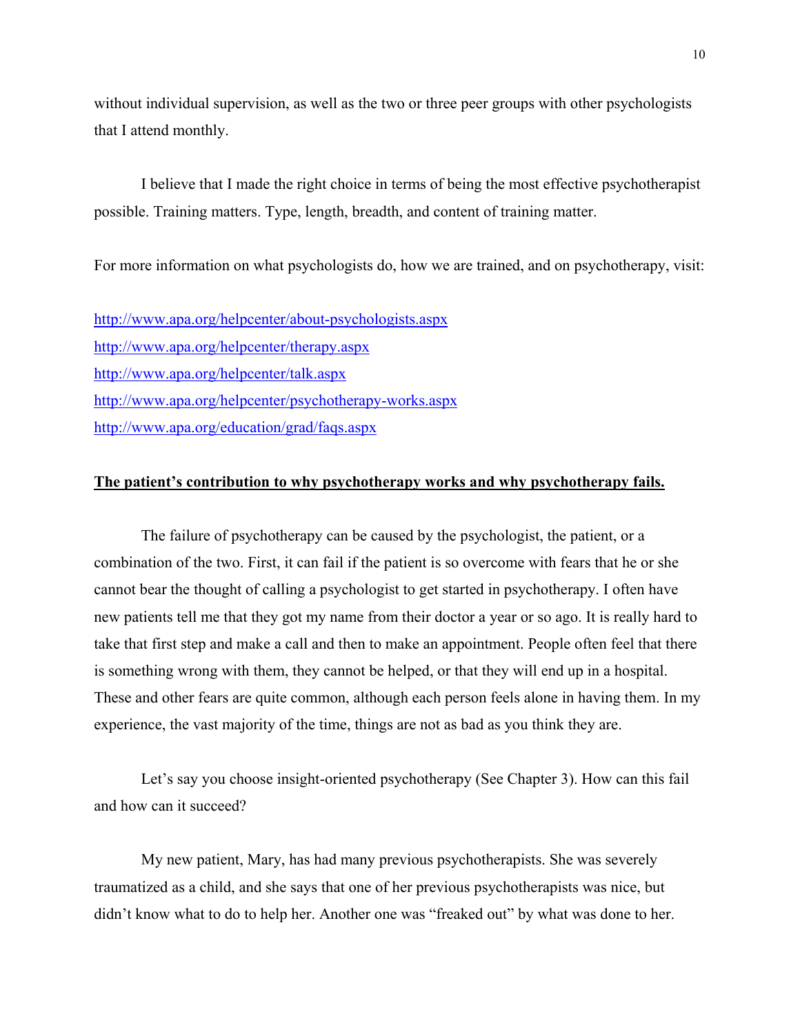without individual supervision, as well as the two or three peer groups with other psychologists that I attend monthly.

I believe that I made the right choice in terms of being the most effective psychotherapist possible. Training matters. Type, length, breadth, and content of training matter.

For more information on what psychologists do, how we are trained, and on psychotherapy, visit:

http://www.apa.org/helpcenter/about-psychologists.aspx
http://www.apa.org/helpcenter/therapy.aspx
http://www.apa.org/helpcenter/talk.aspx
http://www.apa.org/helpcenter/psychotherapy-works.aspx
http://www.apa.org/education/grad/faqs.aspx

## **The patient's contribution to why psychotherapy works and why psychotherapy fails.**

The failure of psychotherapy can be caused by the psychologist, the patient, or a combination of the two. First, it can fail if the patient is so overcome with fears that he or she cannot bear the thought of calling a psychologist to get started in psychotherapy. I often have new patients tell me that they got my name from their doctor a year or so ago. It is really hard to take that first step and make a call and then to make an appointment. People often feel that there is something wrong with them, they cannot be helped, or that they will end up in a hospital. These and other fears are quite common, although each person feels alone in having them. In my experience, the vast majority of the time, things are not as bad as you think they are.

Let's say you choose insight-oriented psychotherapy (See Chapter 3). How can this fail and how can it succeed?

My new patient, Mary, has had many previous psychotherapists. She was severely traumatized as a child, and she says that one of her previous psychotherapists was nice, but didn't know what to do to help her. Another one was "freaked out" by what was done to her.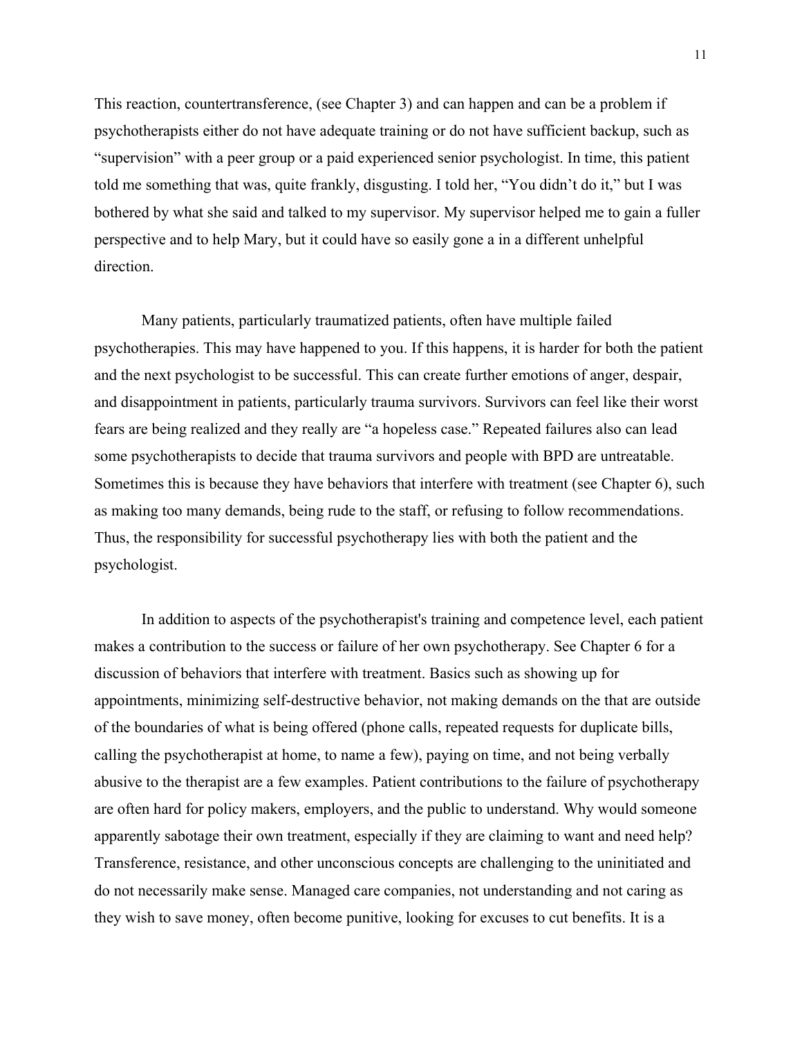This reaction, countertransference, (see Chapter 3) and can happen and can be a problem if psychotherapists either do not have adequate training or do not have sufficient backup, such as "supervision" with a peer group or a paid experienced senior psychologist. In time, this patient told me something that was, quite frankly, disgusting. I told her, "You didn't do it," but I was bothered by what she said and talked to my supervisor. My supervisor helped me to gain a fuller perspective and to help Mary, but it could have so easily gone a in a different unhelpful direction.

Many patients, particularly traumatized patients, often have multiple failed psychotherapies. This may have happened to you. If this happens, it is harder for both the patient and the next psychologist to be successful. This can create further emotions of anger, despair, and disappointment in patients, particularly trauma survivors. Survivors can feel like their worst fears are being realized and they really are "a hopeless case." Repeated failures also can lead some psychotherapists to decide that trauma survivors and people with BPD are untreatable. Sometimes this is because they have behaviors that interfere with treatment (see Chapter 6), such as making too many demands, being rude to the staff, or refusing to follow recommendations. Thus, the responsibility for successful psychotherapy lies with both the patient and the psychologist.

In addition to aspects of the psychotherapist's training and competence level, each patient makes a contribution to the success or failure of her own psychotherapy. See Chapter 6 for a discussion of behaviors that interfere with treatment. Basics such as showing up for appointments, minimizing self-destructive behavior, not making demands on the that are outside of the boundaries of what is being offered (phone calls, repeated requests for duplicate bills, calling the psychotherapist at home, to name a few), paying on time, and not being verbally abusive to the therapist are a few examples. Patient contributions to the failure of psychotherapy are often hard for policy makers, employers, and the public to understand. Why would someone apparently sabotage their own treatment, especially if they are claiming to want and need help? Transference, resistance, and other unconscious concepts are challenging to the uninitiated and do not necessarily make sense. Managed care companies, not understanding and not caring as they wish to save money, often become punitive, looking for excuses to cut benefits. It is a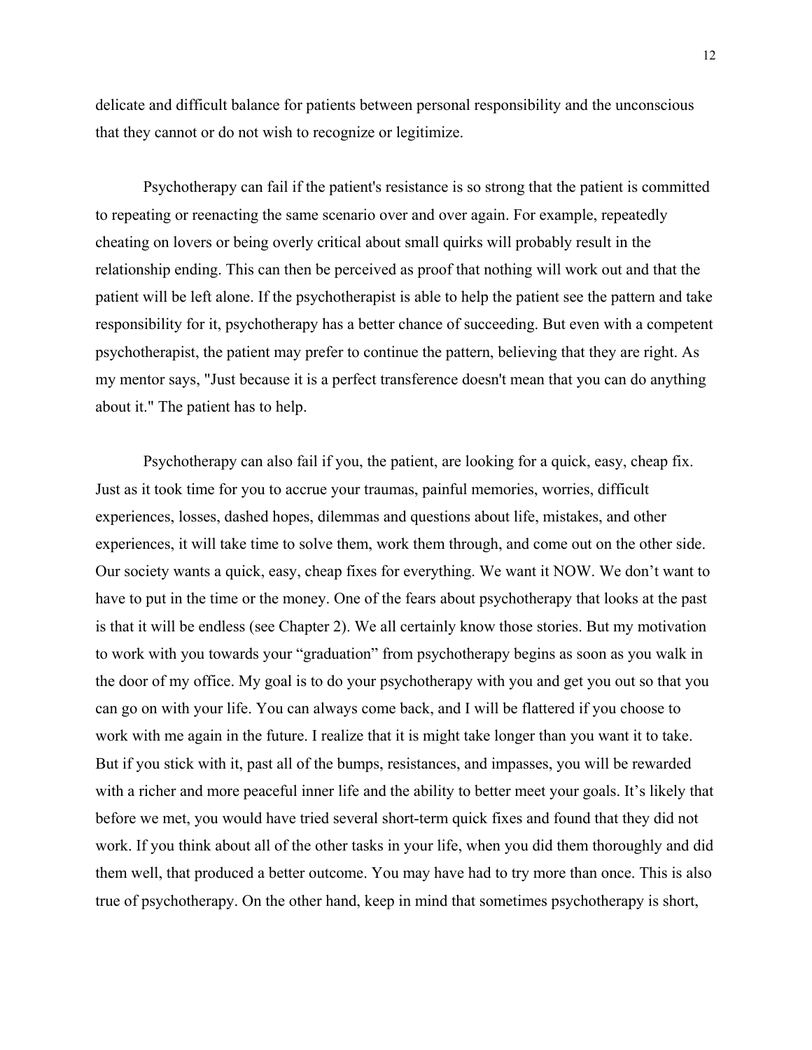delicate and difficult balance for patients between personal responsibility and the unconscious that they cannot or do not wish to recognize or legitimize.

Psychotherapy can fail if the patient's resistance is so strong that the patient is committed to repeating or reenacting the same scenario over and over again. For example, repeatedly cheating on lovers or being overly critical about small quirks will probably result in the relationship ending. This can then be perceived as proof that nothing will work out and that the patient will be left alone. If the psychotherapist is able to help the patient see the pattern and take responsibility for it, psychotherapy has a better chance of succeeding. But even with a competent psychotherapist, the patient may prefer to continue the pattern, believing that they are right. As my mentor says, "Just because it is a perfect transference doesn't mean that you can do anything about it." The patient has to help.

Psychotherapy can also fail if you, the patient, are looking for a quick, easy, cheap fix. Just as it took time for you to accrue your traumas, painful memories, worries, difficult experiences, losses, dashed hopes, dilemmas and questions about life, mistakes, and other experiences, it will take time to solve them, work them through, and come out on the other side. Our society wants a quick, easy, cheap fixes for everything. We want it NOW. We don't want to have to put in the time or the money. One of the fears about psychotherapy that looks at the past is that it will be endless (see Chapter 2). We all certainly know those stories. But my motivation to work with you towards your "graduation" from psychotherapy begins as soon as you walk in the door of my office. My goal is to do your psychotherapy with you and get you out so that you can go on with your life. You can always come back, and I will be flattered if you choose to work with me again in the future. I realize that it is might take longer than you want it to take. But if you stick with it, past all of the bumps, resistances, and impasses, you will be rewarded with a richer and more peaceful inner life and the ability to better meet your goals. It's likely that before we met, you would have tried several short-term quick fixes and found that they did not work. If you think about all of the other tasks in your life, when you did them thoroughly and did them well, that produced a better outcome. You may have had to try more than once. This is also true of psychotherapy. On the other hand, keep in mind that sometimes psychotherapy is short,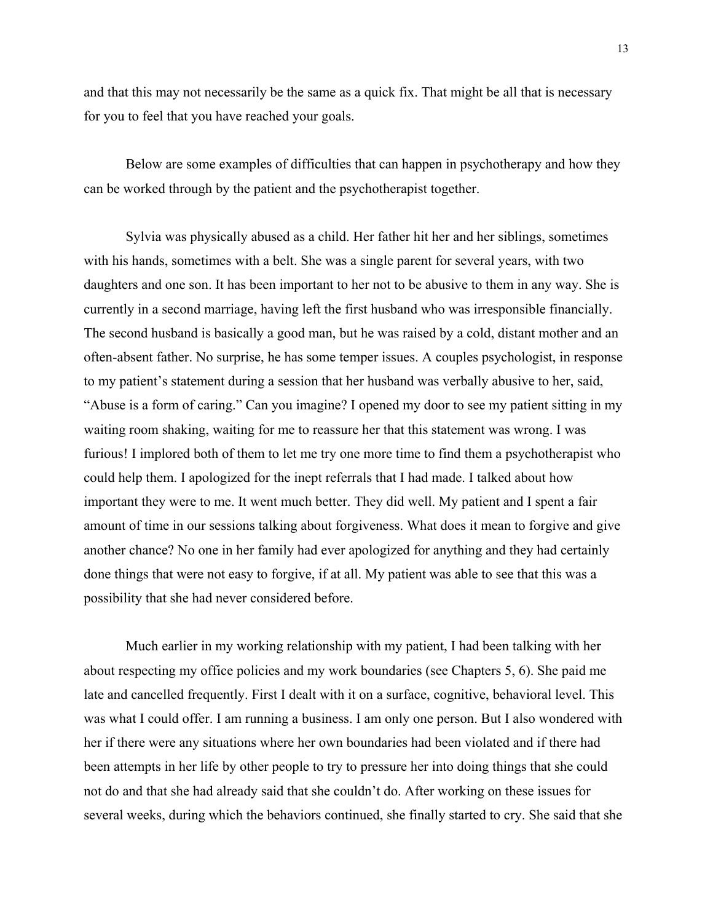and that this may not necessarily be the same as a quick fix. That might be all that is necessary for you to feel that you have reached your goals.

Below are some examples of difficulties that can happen in psychotherapy and how they can be worked through by the patient and the psychotherapist together.

Sylvia was physically abused as a child. Her father hit her and her siblings, sometimes with his hands, sometimes with a belt. She was a single parent for several years, with two daughters and one son. It has been important to her not to be abusive to them in any way. She is currently in a second marriage, having left the first husband who was irresponsible financially. The second husband is basically a good man, but he was raised by a cold, distant mother and an often-absent father. No surprise, he has some temper issues. A couples psychologist, in response to my patient's statement during a session that her husband was verbally abusive to her, said, "Abuse is a form of caring." Can you imagine? I opened my door to see my patient sitting in my waiting room shaking, waiting for me to reassure her that this statement was wrong. I was furious! I implored both of them to let me try one more time to find them a psychotherapist who could help them. I apologized for the inept referrals that I had made. I talked about how important they were to me. It went much better. They did well. My patient and I spent a fair amount of time in our sessions talking about forgiveness. What does it mean to forgive and give another chance? No one in her family had ever apologized for anything and they had certainly done things that were not easy to forgive, if at all. My patient was able to see that this was a possibility that she had never considered before.

Much earlier in my working relationship with my patient, I had been talking with her about respecting my office policies and my work boundaries (see Chapters 5, 6). She paid me late and cancelled frequently. First I dealt with it on a surface, cognitive, behavioral level. This was what I could offer. I am running a business. I am only one person. But I also wondered with her if there were any situations where her own boundaries had been violated and if there had been attempts in her life by other people to try to pressure her into doing things that she could not do and that she had already said that she couldn't do. After working on these issues for several weeks, during which the behaviors continued, she finally started to cry. She said that she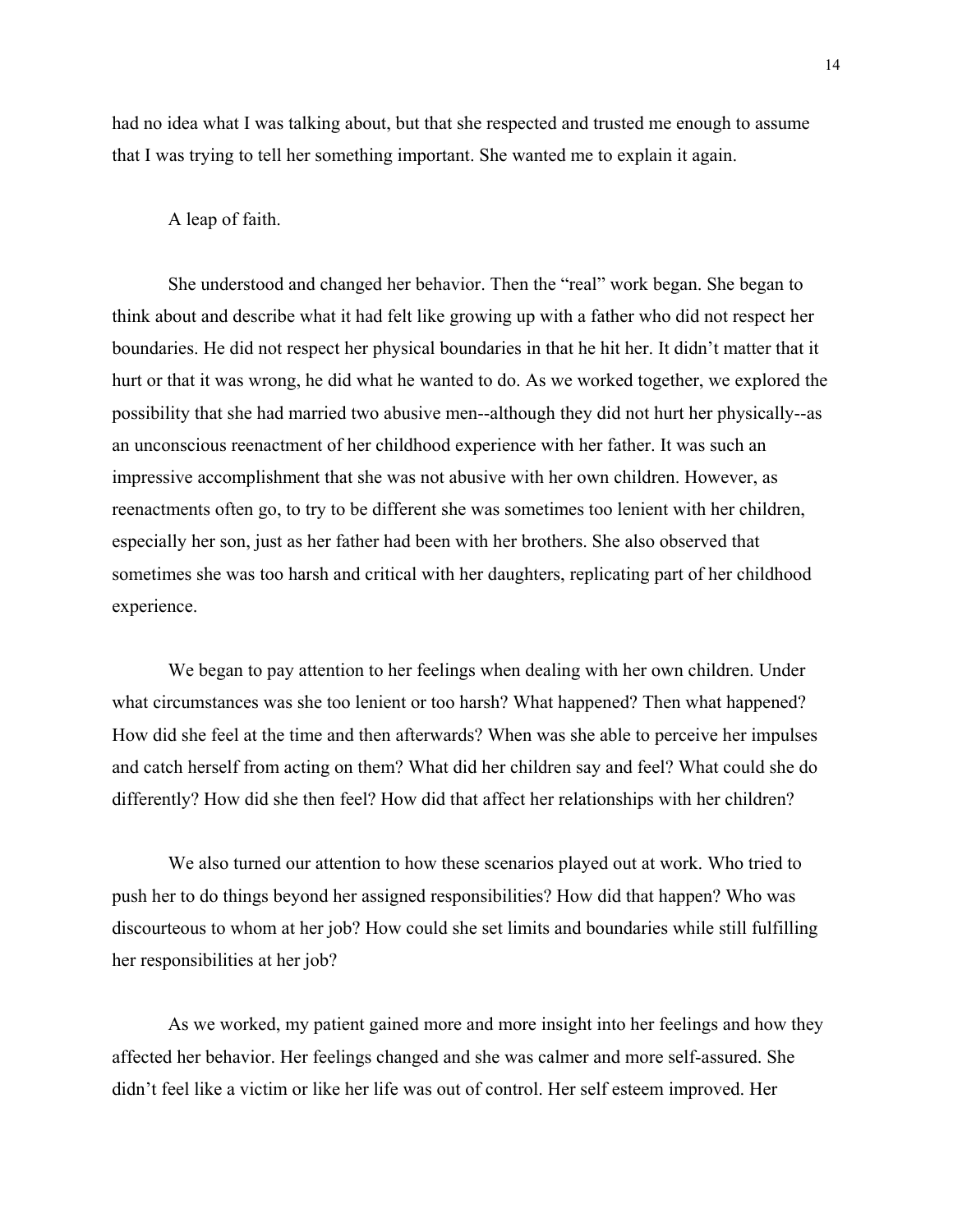had no idea what I was talking about, but that she respected and trusted me enough to assume that I was trying to tell her something important. She wanted me to explain it again.

A leap of faith.

She understood and changed her behavior. Then the "real" work began. She began to think about and describe what it had felt like growing up with a father who did not respect her boundaries. He did not respect her physical boundaries in that he hit her. It didn't matter that it hurt or that it was wrong, he did what he wanted to do. As we worked together, we explored the possibility that she had married two abusive men--although they did not hurt her physically--as an unconscious reenactment of her childhood experience with her father. It was such an impressive accomplishment that she was not abusive with her own children. However, as reenactments often go, to try to be different she was sometimes too lenient with her children, especially her son, just as her father had been with her brothers. She also observed that sometimes she was too harsh and critical with her daughters, replicating part of her childhood experience.

We began to pay attention to her feelings when dealing with her own children. Under what circumstances was she too lenient or too harsh? What happened? Then what happened? How did she feel at the time and then afterwards? When was she able to perceive her impulses and catch herself from acting on them? What did her children say and feel? What could she do differently? How did she then feel? How did that affect her relationships with her children?

We also turned our attention to how these scenarios played out at work. Who tried to push her to do things beyond her assigned responsibilities? How did that happen? Who was discourteous to whom at her job? How could she set limits and boundaries while still fulfilling her responsibilities at her job?

As we worked, my patient gained more and more insight into her feelings and how they affected her behavior. Her feelings changed and she was calmer and more self-assured. She didn't feel like a victim or like her life was out of control. Her self esteem improved. Her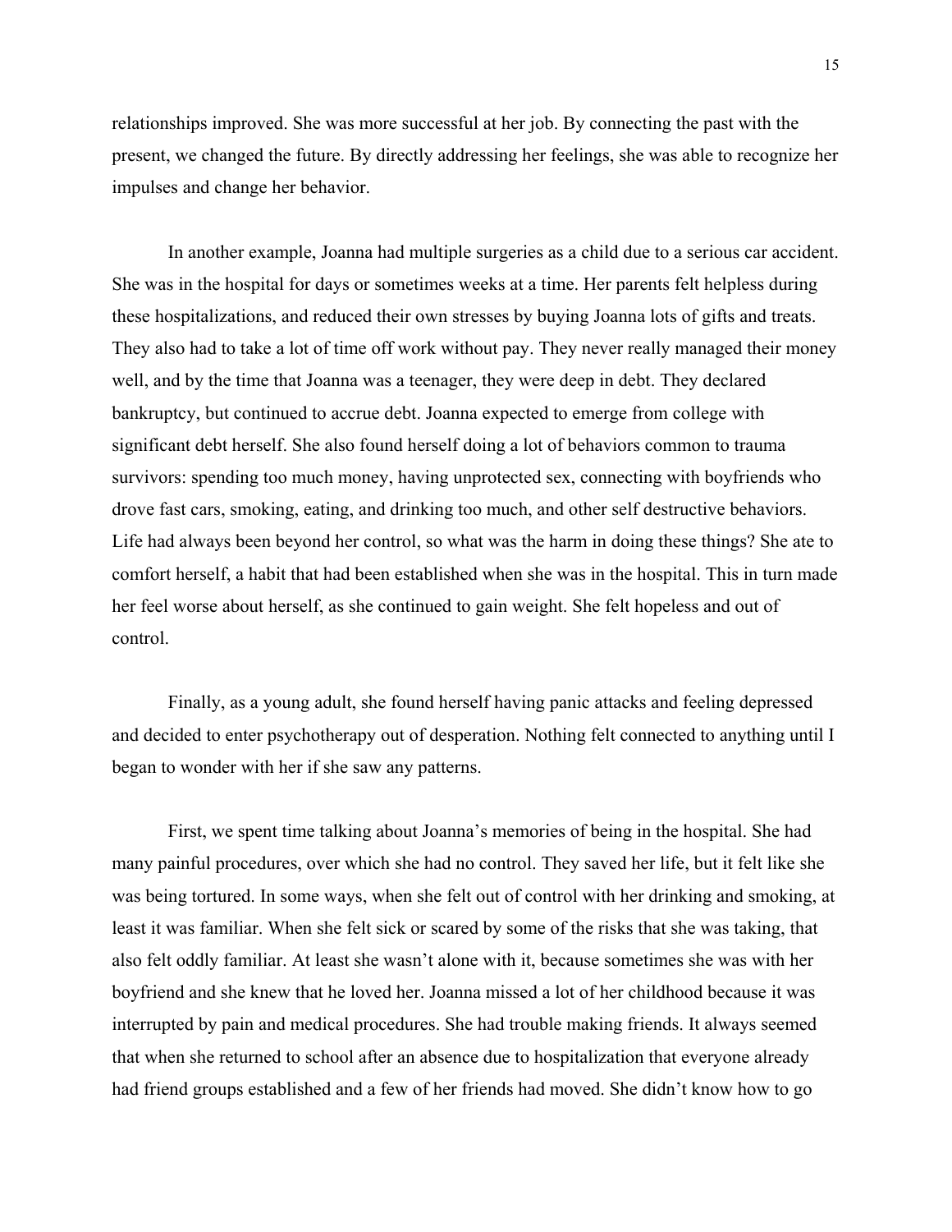relationships improved. She was more successful at her job. By connecting the past with the present, we changed the future. By directly addressing her feelings, she was able to recognize her impulses and change her behavior.

In another example, Joanna had multiple surgeries as a child due to a serious car accident. She was in the hospital for days or sometimes weeks at a time. Her parents felt helpless during these hospitalizations, and reduced their own stresses by buying Joanna lots of gifts and treats. They also had to take a lot of time off work without pay. They never really managed their money well, and by the time that Joanna was a teenager, they were deep in debt. They declared bankruptcy, but continued to accrue debt. Joanna expected to emerge from college with significant debt herself. She also found herself doing a lot of behaviors common to trauma survivors: spending too much money, having unprotected sex, connecting with boyfriends who drove fast cars, smoking, eating, and drinking too much, and other self destructive behaviors. Life had always been beyond her control, so what was the harm in doing these things? She ate to comfort herself, a habit that had been established when she was in the hospital. This in turn made her feel worse about herself, as she continued to gain weight. She felt hopeless and out of control.

Finally, as a young adult, she found herself having panic attacks and feeling depressed and decided to enter psychotherapy out of desperation. Nothing felt connected to anything until I began to wonder with her if she saw any patterns.

First, we spent time talking about Joanna's memories of being in the hospital. She had many painful procedures, over which she had no control. They saved her life, but it felt like she was being tortured. In some ways, when she felt out of control with her drinking and smoking, at least it was familiar. When she felt sick or scared by some of the risks that she was taking, that also felt oddly familiar. At least she wasn't alone with it, because sometimes she was with her boyfriend and she knew that he loved her. Joanna missed a lot of her childhood because it was interrupted by pain and medical procedures. She had trouble making friends. It always seemed that when she returned to school after an absence due to hospitalization that everyone already had friend groups established and a few of her friends had moved. She didn't know how to go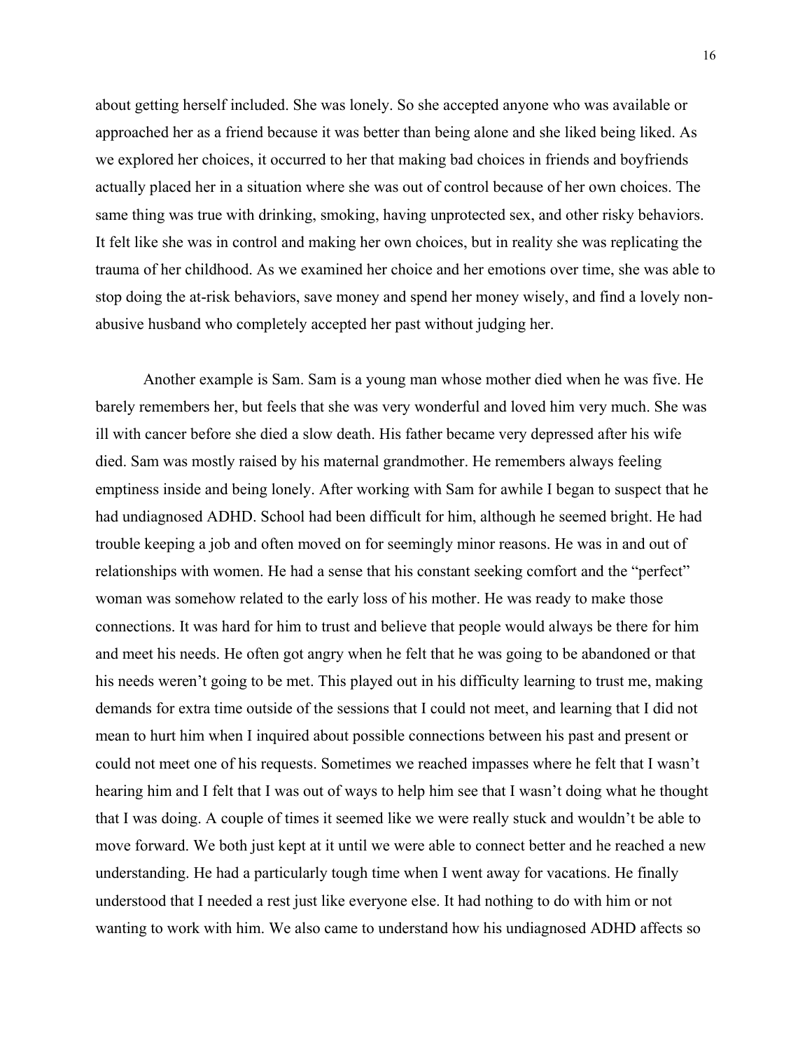about getting herself included. She was lonely. So she accepted anyone who was available or approached her as a friend because it was better than being alone and she liked being liked. As we explored her choices, it occurred to her that making bad choices in friends and boyfriends actually placed her in a situation where she was out of control because of her own choices. The same thing was true with drinking, smoking, having unprotected sex, and other risky behaviors. It felt like she was in control and making her own choices, but in reality she was replicating the trauma of her childhood. As we examined her choice and her emotions over time, she was able to stop doing the at-risk behaviors, save money and spend her money wisely, and find a lovely non-abusive husband who completely accepted her past without judging her.

Another example is Sam. Sam is a young man whose mother died when he was five. He barely remembers her, but feels that she was very wonderful and loved him very much. She was ill with cancer before she died a slow death. His father became very depressed after his wife died. Sam was mostly raised by his maternal grandmother. He remembers always feeling emptiness inside and being lonely. After working with Sam for awhile I began to suspect that he had undiagnosed ADHD. School had been difficult for him, although he seemed bright. He had trouble keeping a job and often moved on for seemingly minor reasons. He was in and out of relationships with women. He had a sense that his constant seeking comfort and the "perfect" woman was somehow related to the early loss of his mother. He was ready to make those connections. It was hard for him to trust and believe that people would always be there for him and meet his needs. He often got angry when he felt that he was going to be abandoned or that his needs weren't going to be met. This played out in his difficulty learning to trust me, making demands for extra time outside of the sessions that I could not meet, and learning that I did not mean to hurt him when I inquired about possible connections between his past and present or could not meet one of his requests. Sometimes we reached impasses where he felt that I wasn't hearing him and I felt that I was out of ways to help him see that I wasn't doing what he thought that I was doing. A couple of times it seemed like we were really stuck and wouldn't be able to move forward. We both just kept at it until we were able to connect better and he reached a new understanding. He had a particularly tough time when I went away for vacations. He finally understood that I needed a rest just like everyone else. It had nothing to do with him or not wanting to work with him. We also came to understand how his undiagnosed ADHD affects so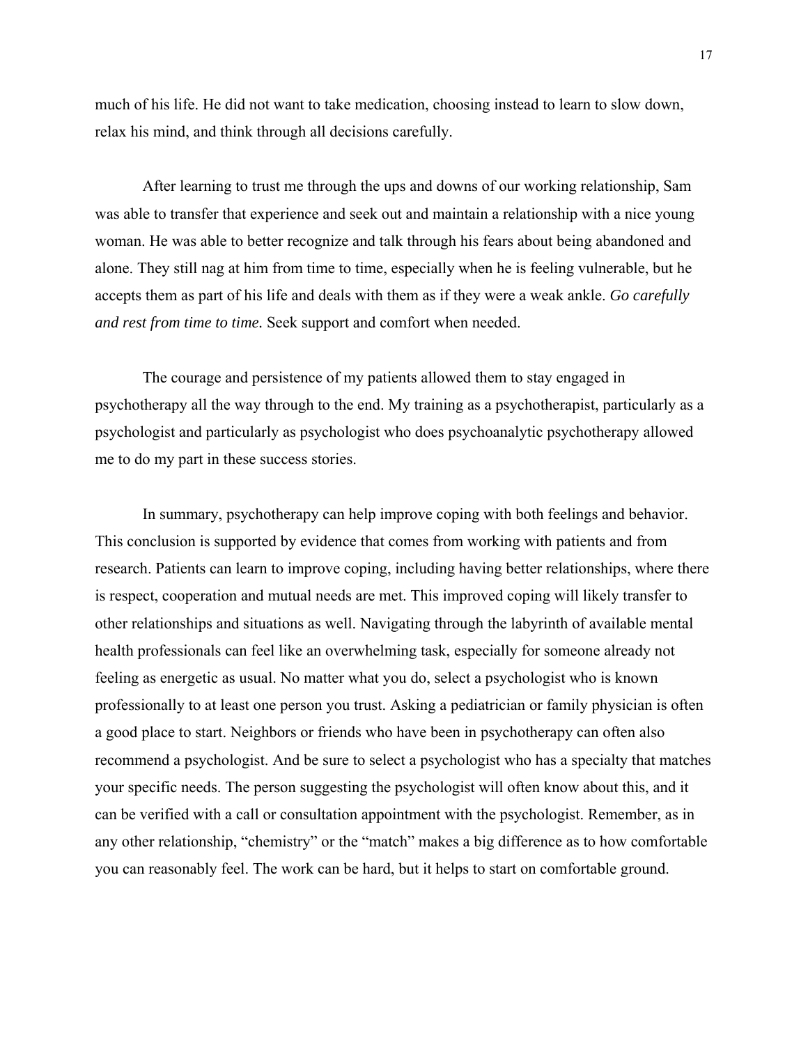much of his life. He did not want to take medication, choosing instead to learn to slow down, relax his mind, and think through all decisions carefully.

After learning to trust me through the ups and downs of our working relationship, Sam was able to transfer that experience and seek out and maintain a relationship with a nice young woman. He was able to better recognize and talk through his fears about being abandoned and alone. They still nag at him from time to time, especially when he is feeling vulnerable, but he accepts them as part of his life and deals with them as if they were a weak ankle. *Go carefully and rest from time to time.* Seek support and comfort when needed.

The courage and persistence of my patients allowed them to stay engaged in psychotherapy all the way through to the end. My training as a psychotherapist, particularly as a psychologist and particularly as psychologist who does psychoanalytic psychotherapy allowed me to do my part in these success stories.

In summary, psychotherapy can help improve coping with both feelings and behavior. This conclusion is supported by evidence that comes from working with patients and from research. Patients can learn to improve coping, including having better relationships, where there is respect, cooperation and mutual needs are met. This improved coping will likely transfer to other relationships and situations as well. Navigating through the labyrinth of available mental health professionals can feel like an overwhelming task, especially for someone already not feeling as energetic as usual. No matter what you do, select a psychologist who is known professionally to at least one person you trust. Asking a pediatrician or family physician is often a good place to start. Neighbors or friends who have been in psychotherapy can often also recommend a psychologist. And be sure to select a psychologist who has a specialty that matches your specific needs. The person suggesting the psychologist will often know about this, and it can be verified with a call or consultation appointment with the psychologist. Remember, as in any other relationship, "chemistry" or the "match" makes a big difference as to how comfortable you can reasonably feel. The work can be hard, but it helps to start on comfortable ground.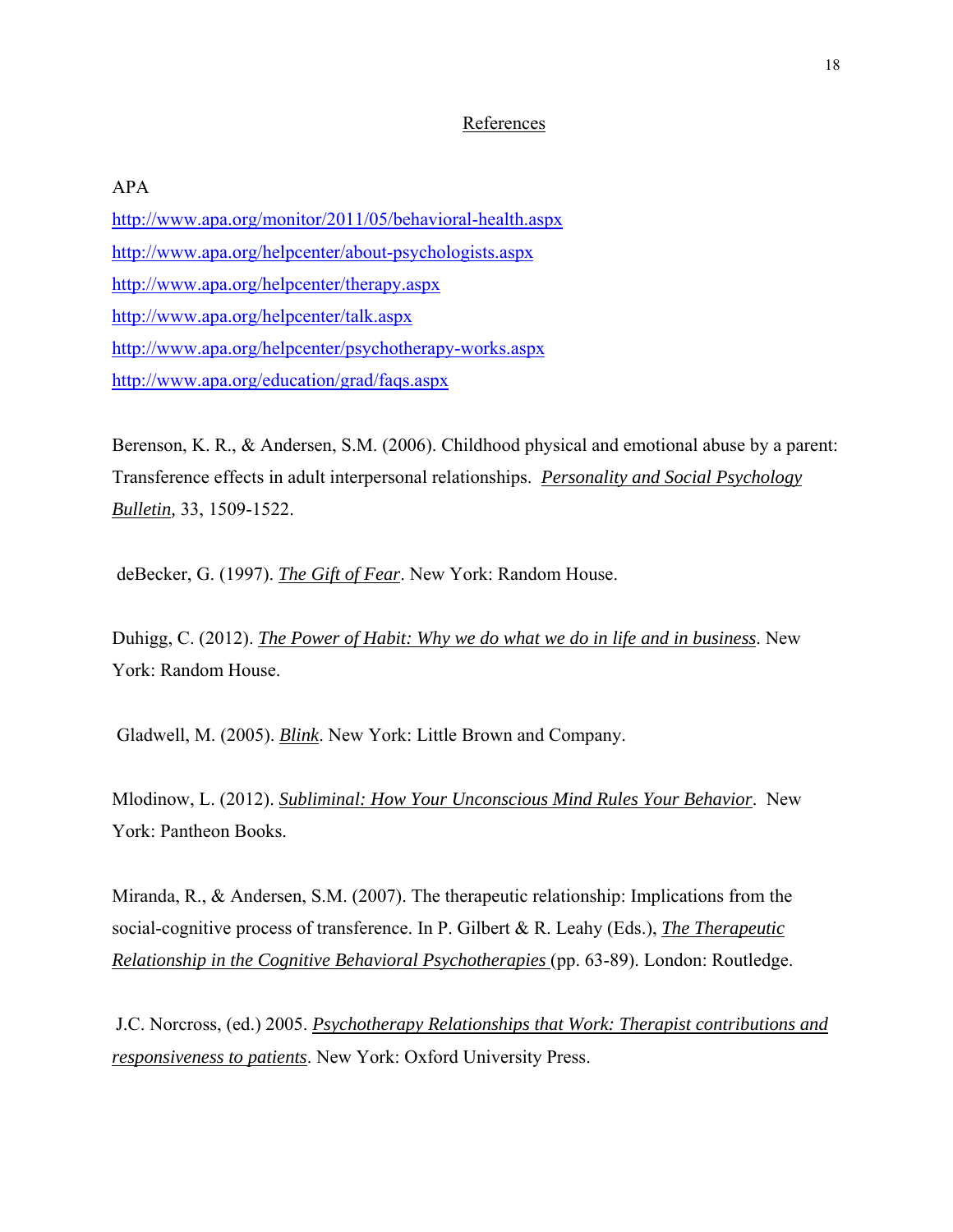## References

APA

http://www.apa.org/monitor/2011/05/behavioral-health.aspx

http://www.apa.org/helpcenter/about-psychologists.aspx

http://www.apa.org/helpcenter/therapy.aspx

http://www.apa.org/helpcenter/talk.aspx

http://www.apa.org/helpcenter/psychotherapy-works.aspx

http://www.apa.org/education/grad/faqs.aspx

Berenson, K. R., & Andersen, S.M. (2006). Childhood physical and emotional abuse by a parent: Transference effects in adult interpersonal relationships. *Personality and Social Psychology Bulletin,* 33, 1509-1522.

deBecker, G. (1997). *The Gift of Fear*. New York: Random House.

Duhigg, C. (2012). *The Power of Habit: Why we do what we do in life and in business*. New York: Random House.

Gladwell, M. (2005). *Blink*. New York: Little Brown and Company.

Mlodinow, L. (2012). *Subliminal: How Your Unconscious Mind Rules Your Behavior*. New York: Pantheon Books.

Miranda, R., & Andersen, S.M. (2007). The therapeutic relationship: Implications from the social-cognitive process of transference. In P. Gilbert & R. Leahy (Eds.), *The Therapeutic Relationship in the Cognitive Behavioral Psychotherapies* (pp. 63-89). London: Routledge.

J.C. Norcross, (ed.) 2005. *Psychotherapy Relationships that Work: Therapist contributions and responsiveness to patients*. New York: Oxford University Press.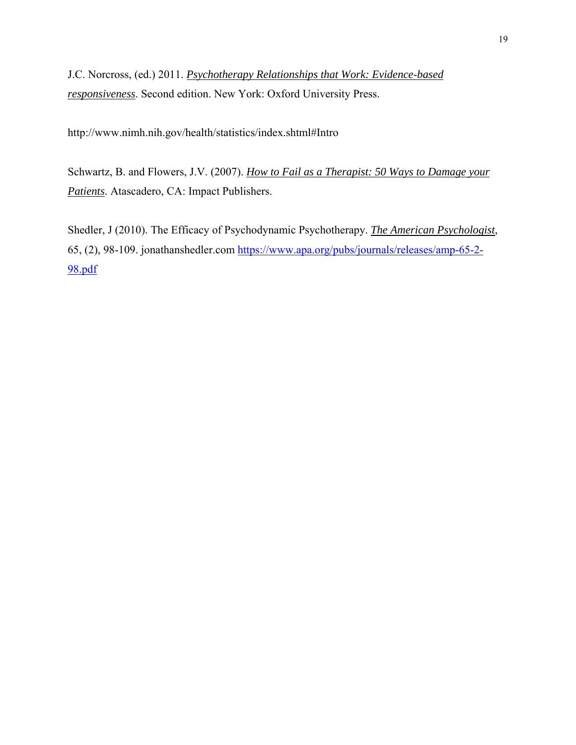J.C. Norcross, (ed.) 2011. ***Psychotherapy Relationships that Work: Evidence-based responsiveness***. Second edition. New York: Oxford University Press.

http://www.nimh.nih.gov/health/statistics/index.shtml#Intro

Schwartz, B. and Flowers, J.V. (2007). ***How to Fail as a Therapist: 50 Ways to Damage your Patients***. Atascadero, CA: Impact Publishers.

Shedler, J (2010). The Efficacy of Psychodynamic Psychotherapy. ***The American Psychologist***, 65, (2), 98-109. jonathanshedler.com [https://www.apa.org/pubs/journals/releases/amp-65-2-98.pdf](https://www.apa.org/pubs/journals/releases/amp-65-2-98.pdf)